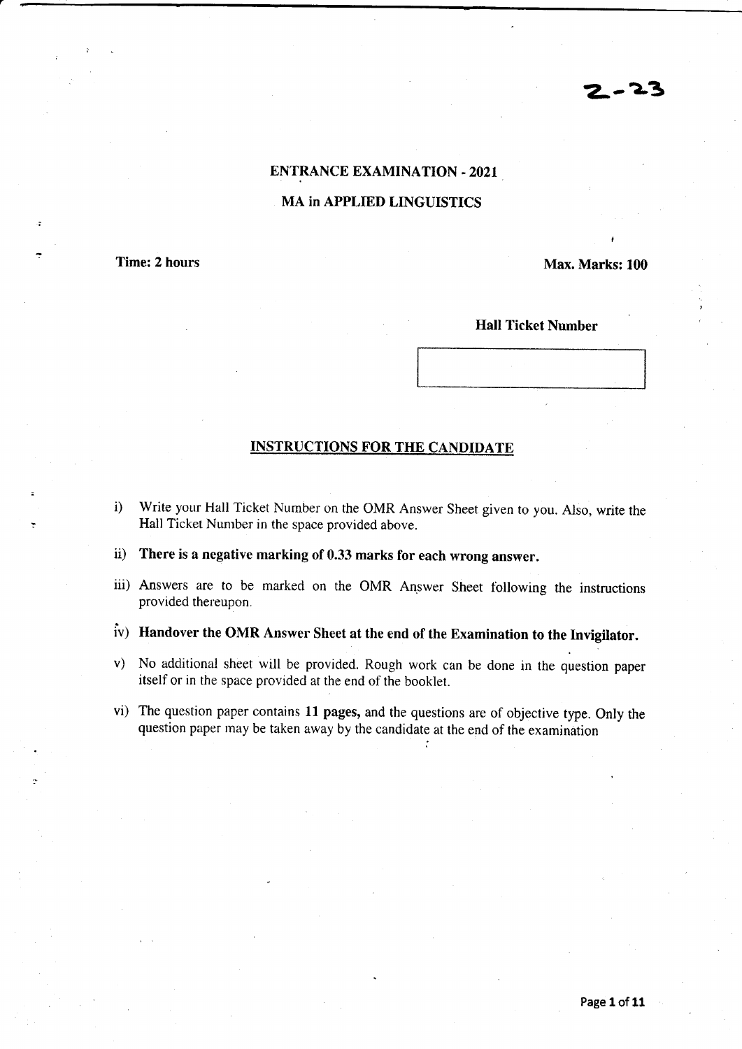2-23

## ENTRANCE EXAMINATION - 2021

## MA in APPLIED LINGUISTICS

**Time: 2 hours** **Max. Marks: 100**

**Hall Ticket Number**

| |
|---|
| |

### INSTRUCTIONS FOR THE CANDIDATE

i) Write your Hall Ticket Number on the OMR Answer Sheet given to you. Also, write the Hall Ticket Number in the space provided above.

ii) **There is a negative marking of 0.33 marks for each wrong answer.**

iii) Answers are to be marked on the OMR Answer Sheet following the instructions provided thereupon.

iv) **Handover the OMR Answer Sheet at the end of the Examination to the Invigilator.**

v) No additional sheet will be provided. Rough work can be done in the question paper itself or in the space provided at the end of the booklet.

vi) The question paper contains **11 pages,** and the questions are of objective type. Only the question paper may be taken away by the candidate at the end of the examination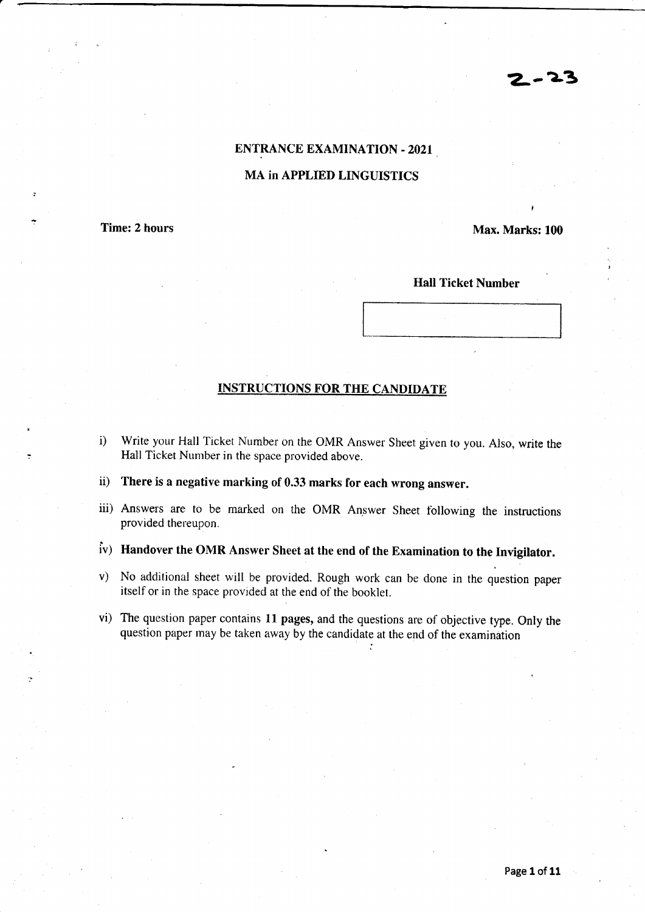2-23

## ENTRANCE EXAMINATION - 2021

## MA in APPLIED LINGUISTICS

**Time: 2 hours** **Max. Marks: 100**

**Hall Ticket Number**

| |
|---|
| |

### INSTRUCTIONS FOR THE CANDIDATE

i) Write your Hall Ticket Number on the OMR Answer Sheet given to you. Also, write the Hall Ticket Number in the space provided above.

ii) **There is a negative marking of 0.33 marks for each wrong answer.**

iii) Answers are to be marked on the OMR Answer Sheet following the instructions provided thereupon.

iv) **Handover the OMR Answer Sheet at the end of the Examination to the Invigilator.**

v) No additional sheet will be provided. Rough work can be done in the question paper itself or in the space provided at the end of the booklet.

vi) The question paper contains **11 pages,** and the questions are of objective type. Only the question paper may be taken away by the candidate at the end of the examination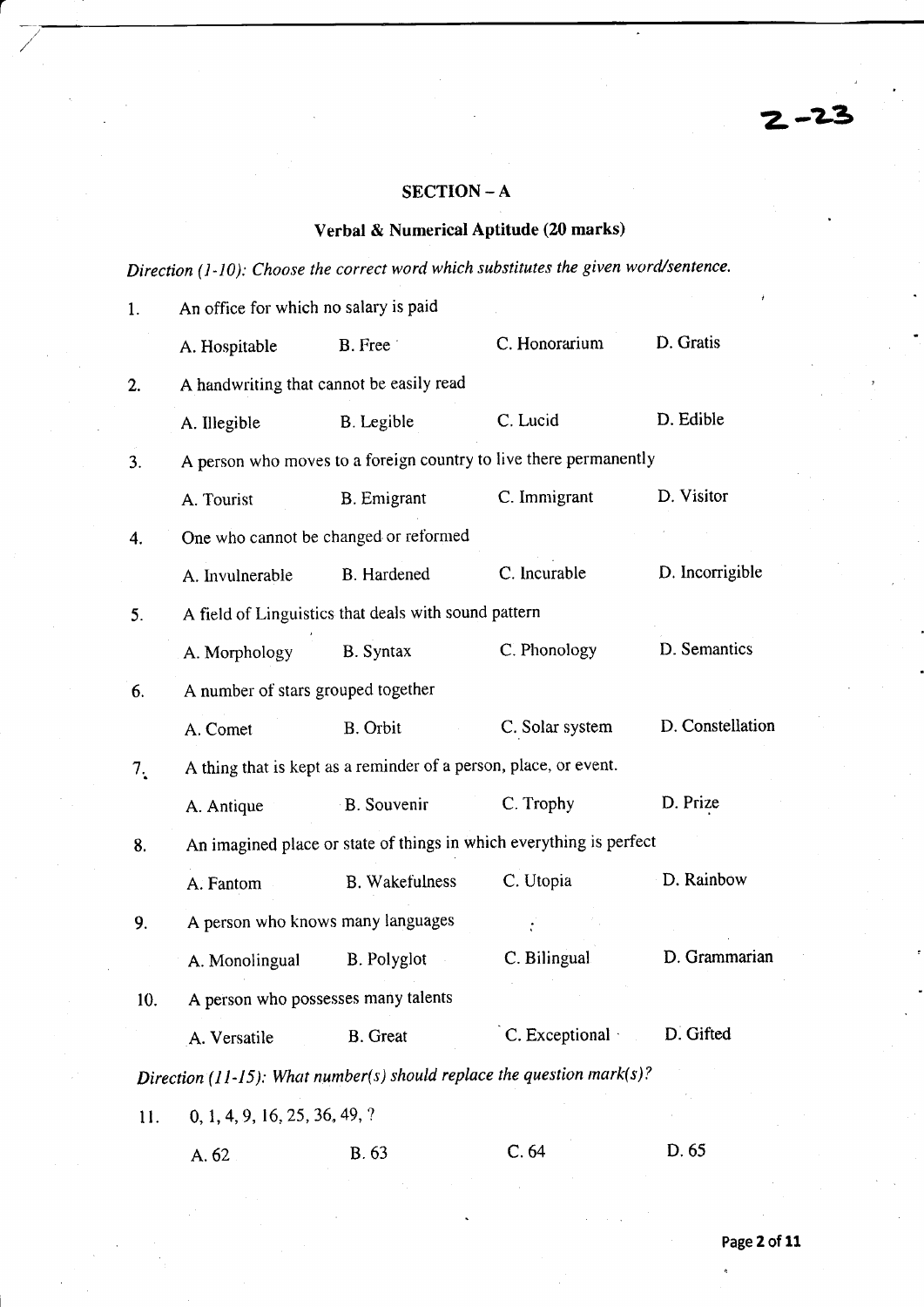2-23

## SECTION – A

### Verbal & Numerical Aptitude (20 marks)

*Direction (1-10): Choose the correct word which substitutes the given word/sentence.*

1. An office for which no salary is paid

   A. Hospitable B. Free C. Honorarium D. Gratis

2. A handwriting that cannot be easily read

   A. Illegible B. Legible C. Lucid D. Edible

3. A person who moves to a foreign country to live there permanently

   A. Tourist B. Emigrant C. Immigrant D. Visitor

4. One who cannot be changed or reformed

   A. Invulnerable B. Hardened C. Incurable D. Incorrigible

5. A field of Linguistics that deals with sound pattern

   A. Morphology B. Syntax C. Phonology D. Semantics

6. A number of stars grouped together

   A. Comet B. Orbit C. Solar system D. Constellation

7. A thing that is kept as a reminder of a person, place, or event.

   A. Antique B. Souvenir C. Trophy D. Prize

8. An imagined place or state of things in which everything is perfect

   A. Fantom B. Wakefulness C. Utopia D. Rainbow

9. A person who knows many languages

   A. Monolingual B. Polyglot C. Bilingual D. Grammarian

10. A person who possesses many talents

    A. Versatile B. Great C. Exceptional D. Gifted

*Direction (11-15): What number(s) should replace the question mark(s)?*

11. 0, 1, 4, 9, 16, 25, 36, 49, ?

    A. 62 B. 63 C. 64 D. 65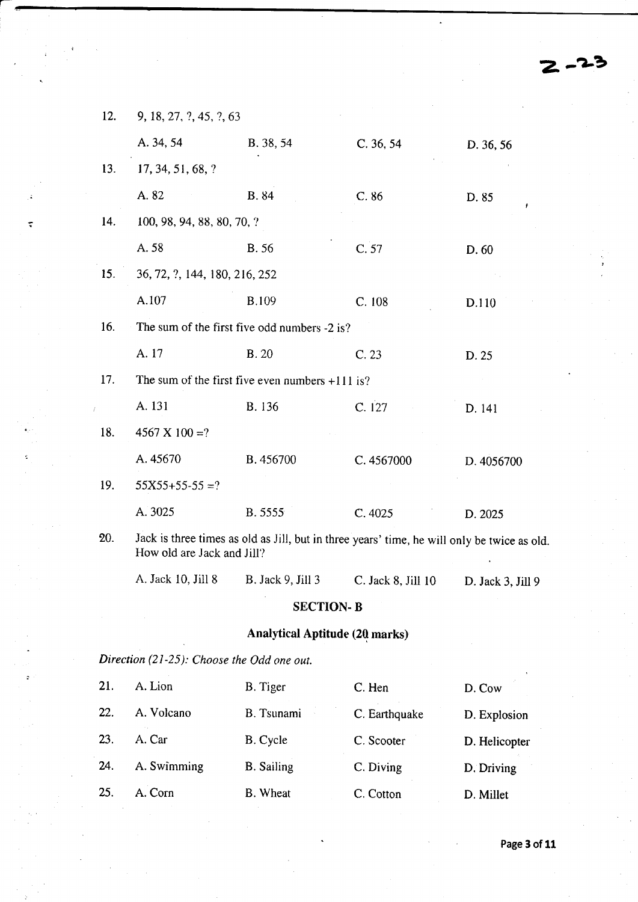12. 9, 18, 27, ?, 45, ?, 63

   A. 34, 54 B. 38, 54 C. 36, 54 D. 36, 56

13. 17, 34, 51, 68, ?

   A. 82 B. 84 C. 86 D. 85

14. 100, 98, 94, 88, 80, 70, ?

   A. 58 B. 56 C. 57 D. 60

15. 36, 72, ?, 144, 180, 216, 252

   A.107 B.109 C. 108 D.110

16. The sum of the first five odd numbers -2 is?

   A. 17 B. 20 C. 23 D. 25

17. The sum of the first five even numbers +111 is?

   A. 131 B. 136 C. 127 D. 141

18. 4567 X 100 =?

   A. 45670 B. 456700 C. 4567000 D. 4056700

19. 55X55+55-55 =?

   A. 3025 B. 5555 C. 4025 D. 2025

20. Jack is three times as old as Jill, but in three years' time, he will only be twice as old. How old are Jack and Jill?

   A. Jack 10, Jill 8 B. Jack 9, Jill 3 C. Jack 8, Jill 10 D. Jack 3, Jill 9

## SECTION- B

### Analytical Aptitude (20 marks)

*Direction (21-25): Choose the Odd one out.*

21. A. Lion B. Tiger C. Hen D. Cow
22. A. Volcano B. Tsunami C. Earthquake D. Explosion
23. A. Car B. Cycle C. Scooter D. Helicopter
24. A. Swimming B. Sailing C. Diving D. Driving
25. A. Corn B. Wheat C. Cotton D. Millet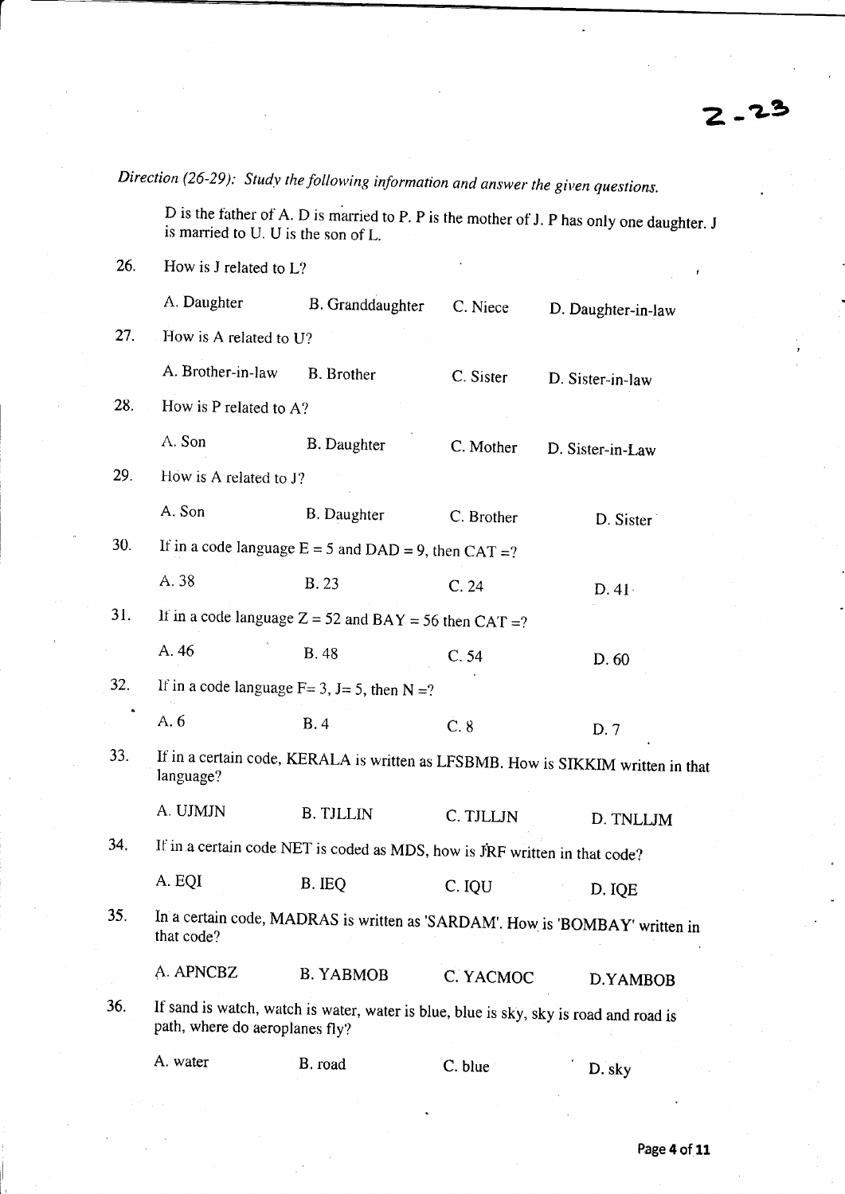*Direction (26-29): Study the following information and answer the given questions.*

D is the father of A. D is married to P. P is the mother of J. P has only one daughter. J is married to U. U is the son of L.

26. How is J related to L?

    A. Daughter B. Granddaughter C. Niece D. Daughter-in-law

27. How is A related to U?

    A. Brother-in-law B. Brother C. Sister D. Sister-in-law

28. How is P related to A?

    A. Son B. Daughter C. Mother D. Sister-in-Law

29. How is A related to J?

    A. Son B. Daughter C. Brother D. Sister

30. If in a code language E = 5 and DAD = 9, then CAT =?

    A. 38 B. 23 C. 24 D. 41

31. If in a code language Z = 52 and BAY = 56 then CAT =?

    A. 46 B. 48 C. 54 D. 60

32. If in a code language F= 3, J= 5, then N =?

    A. 6 B. 4 C. 8 D. 7

33. If in a certain code, KERALA is written as LFSBMB. How is SIKKIM written in that language?

    A. UJMJN B. TJLLIN C. TJLLJN D. TNLLJM

34. If in a certain code NET is coded as MDS, how is JRF written in that code?

    A. EQI B. IEQ C. IQU D. IQE

35. In a certain code, MADRAS is written as 'SARDAM'. How is 'BOMBAY' written in that code?

    A. APNCBZ B. YABMOB C. YACMOC D. YAMBOB

36. If sand is watch, watch is water, water is blue, blue is sky, sky is road and road is path, where do aeroplanes fly?

    A. water B. road C. blue D. sky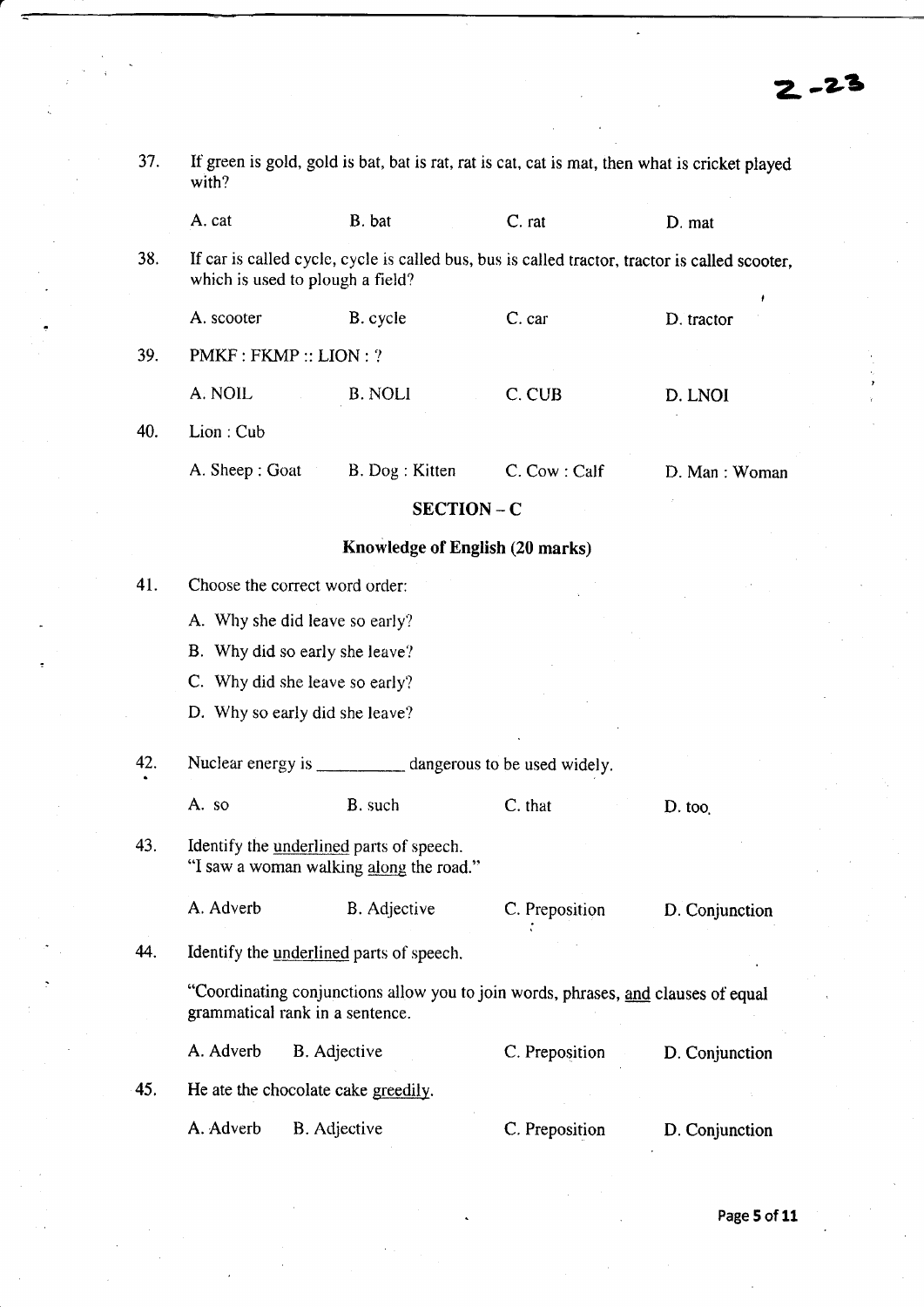37. If green is gold, gold is bat, bat is rat, rat is cat, cat is mat, then what is cricket played with?

A. cat B. bat C. rat D. mat

38. If car is called cycle, cycle is called bus, bus is called tractor, tractor is called scooter, which is used to plough a field?

A. scooter B. cycle C. car D. tractor

39. PMKF : FKMP :: LION : ?

A. NOIL B. NOLI C. CUB D. LNOI

40. Lion : Cub

A. Sheep : Goat B. Dog : Kitten C. Cow : Calf D. Man : Woman

## SECTION – C

### Knowledge of English (20 marks)

41. Choose the correct word order:

A. Why she did leave so early?
B. Why did so early she leave?
C. Why did she leave so early?
D. Why so early did she leave?

42. Nuclear energy is __________ dangerous to be used widely.

A. so B. such C. that D. too.

43. Identify the underlined parts of speech.
"I saw a woman walking along the road."

A. Adverb B. Adjective C. Preposition D. Conjunction

44. Identify the underlined parts of speech.

"Coordinating conjunctions allow you to join words, phrases, and clauses of equal grammatical rank in a sentence.

A. Adverb B. Adjective C. Preposition D. Conjunction

45. He ate the chocolate cake greedily.

A. Adverb B. Adjective C. Preposition D. Conjunction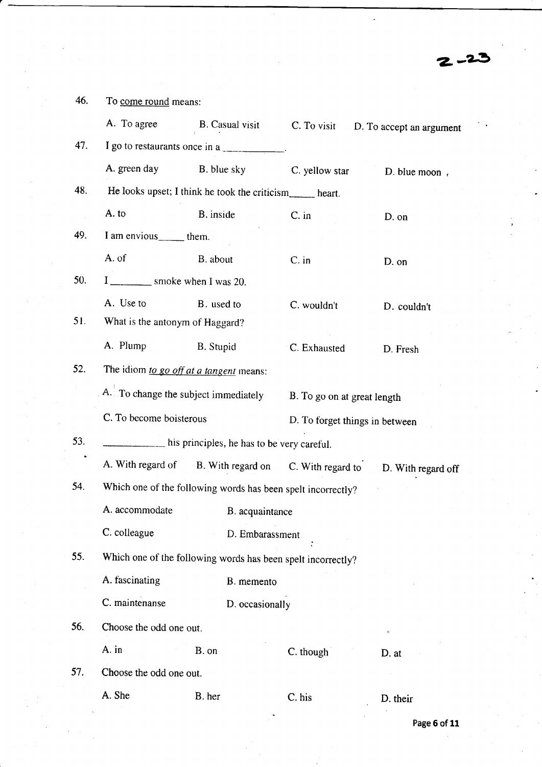46. To <u>come round</u> means:

A. To agree  B. Casual visit  C. To visit  D. To accept an argument

47. I go to restaurants once in a ____________.

A. green day  B. blue sky  C. yellow star  D. blue moon

48. He looks upset; I think he took the criticism_____ heart.

A. to  B. inside  C. in  D. on

49. I am envious_____ them.

A. of  B. about  C. in  D. on

50. I ________ smoke when I was 20.

A. Use to  B. used to  C. wouldn't  D. couldn't

51. What is the antonym of Haggard?

A. Plump  B. Stupid  C. Exhausted  D. Fresh

52. The idiom *<u>to go off at a tangent</u>* means:

A. To change the subject immediately  B. To go on at great length

C. To become boisterous  D. To forget things in between

53. ____________ his principles, he has to be very careful.

A. With regard of  B. With regard on  C. With regard to  D. With regard off

54. Which one of the following words has been spelt incorrectly?

A. accommodate  B. acquaintance

C. colleague  D. Embarassment

55. Which one of the following words has been spelt incorrectly?

A. fascinating  B. memento

C. maintenanse  D. occasionally

56. Choose the odd one out.

A. in  B. on  C. though  D. at

57. Choose the odd one out.

A. She  B. her  C. his  D. their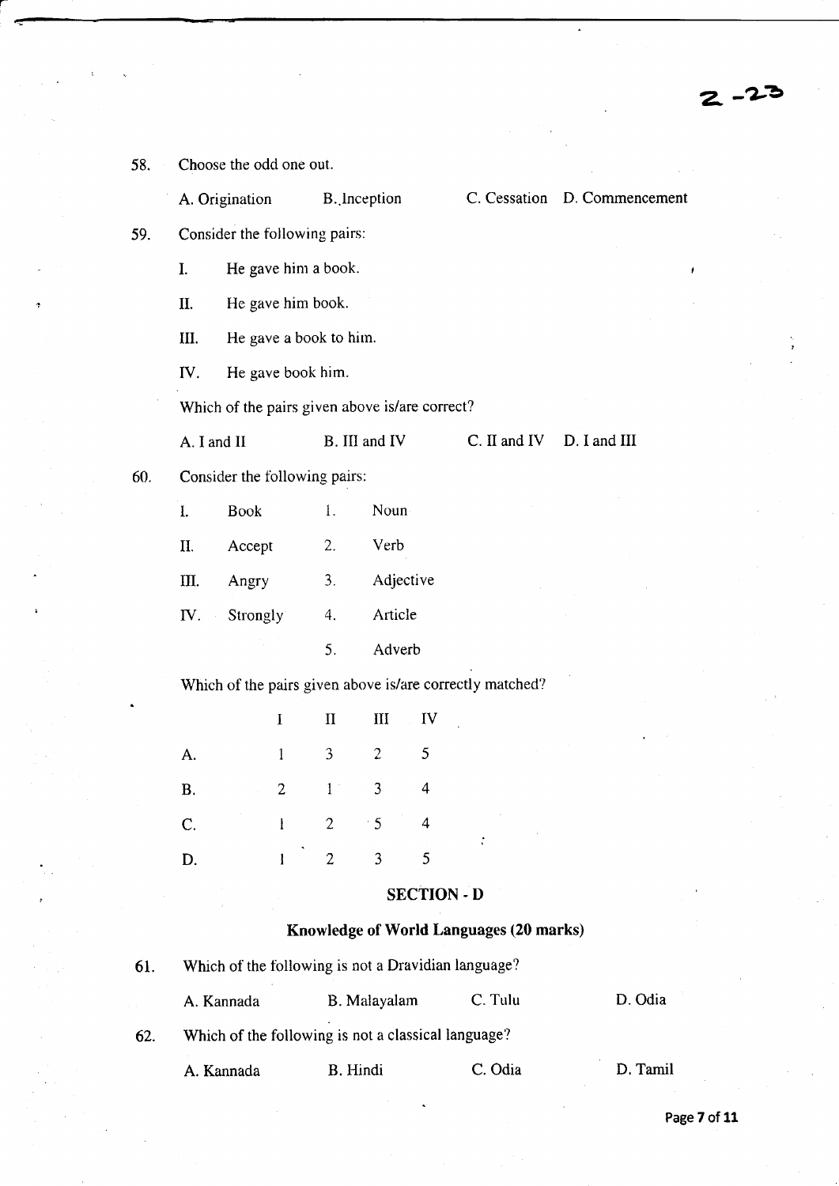58. Choose the odd one out.

A. Origination B. Inception C. Cessation D. Commencement

59. Consider the following pairs:

I. He gave him a book.

II. He gave him book.

III. He gave a book to him.

IV. He gave book him.

Which of the pairs given above is/are correct?

A. I and II B. III and IV C. II and IV D. I and III

60. Consider the following pairs:

| | | | |
|---|---|---|---|
| I. | Book | 1. | Noun |
| II. | Accept | 2. | Verb |
| III. | Angry | 3. | Adjective |
| IV. | Strongly | 4. | Article |
| | | 5. | Adverb |

Which of the pairs given above is/are correctly matched?

| | I | II | III | IV |
|---|---|---|---|---|
| A. | 1 | 3 | 2 | 5 |
| B. | 2 | 1 | 3 | 4 |
| C. | 1 | 2 | 5 | 4 |
| D. | 1 | 2 | 3 | 5 |

## SECTION - D

### Knowledge of World Languages (20 marks)

61. Which of the following is not a Dravidian language?

A. Kannada B. Malayalam C. Tulu D. Odia

62. Which of the following is not a classical language?

A. Kannada B. Hindi C. Odia D. Tamil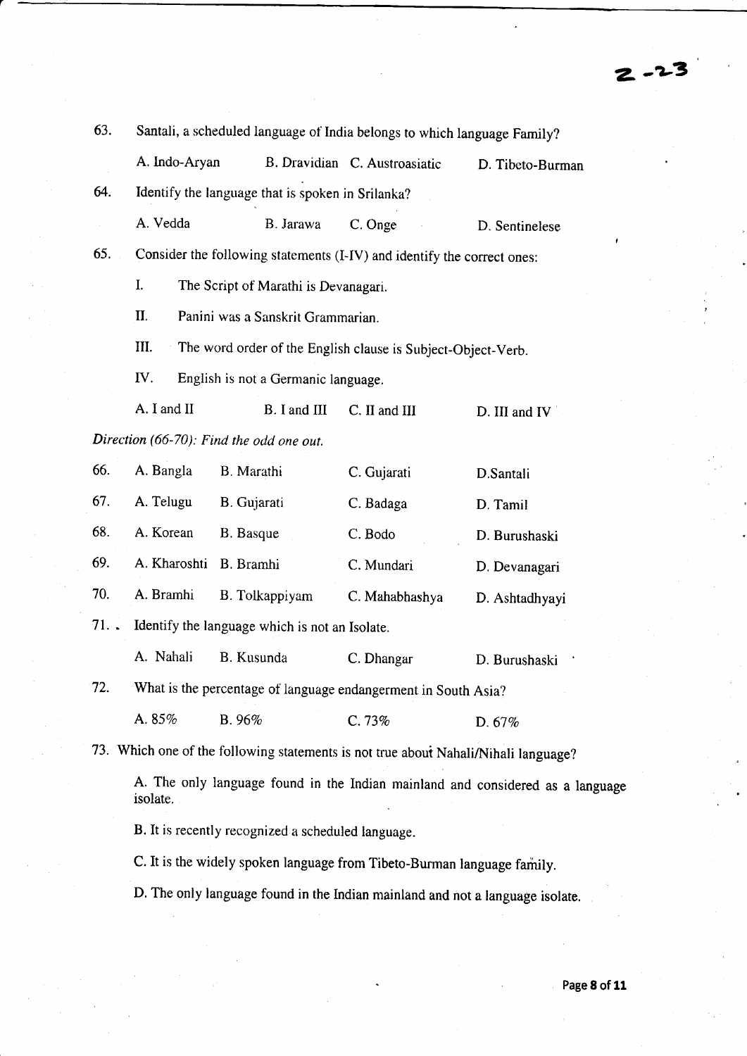63. Santali, a scheduled language of India belongs to which language Family?

A. Indo-Aryan B. Dravidian C. Austroasiatic D. Tibeto-Burman

64. Identify the language that is spoken in Srilanka?

A. Vedda B. Jarawa C. Onge D. Sentinelese

65. Consider the following statements (I-IV) and identify the correct ones:

I. The Script of Marathi is Devanagari.

II. Panini was a Sanskrit Grammarian.

III. The word order of the English clause is Subject-Object-Verb.

IV. English is not a Germanic language.

A. I and II B. I and III C. II and III D. III and IV

*Direction (66-70): Find the odd one out.*

66. A. Bangla B. Marathi C. Gujarati D.Santali

67. A. Telugu B. Gujarati C. Badaga D. Tamil

68. A. Korean B. Basque C. Bodo D. Burushaski

69. A. Kharoshti B. Bramhi C. Mundari D. Devanagari

70. A. Bramhi B. Tolkappiyam C. Mahabhashya D. Ashtadhyayi

71. Identify the language which is not an Isolate.

A. Nahali B. Kusunda C. Dhangar D. Burushaski

72. What is the percentage of language endangerment in South Asia?

A. 85% B. 96% C. 73% D. 67%

73. Which one of the following statements is not true about Nahali/Nihali language?

A. The only language found in the Indian mainland and considered as a language isolate.

B. It is recently recognized a scheduled language.

C. It is the widely spoken language from Tibeto-Burman language family.

D. The only language found in the Indian mainland and not a language isolate.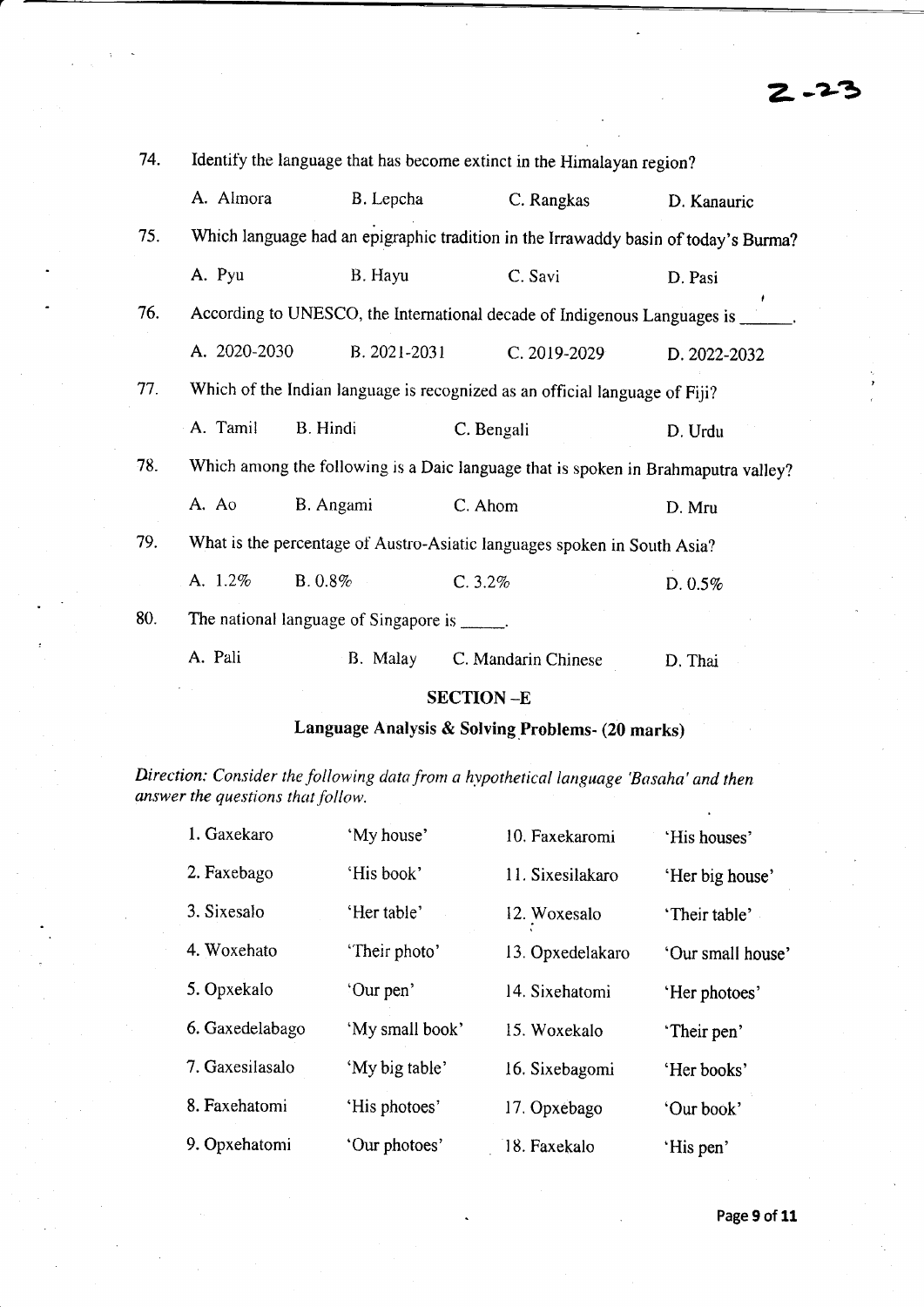74. Identify the language that has become extinct in the Himalayan region?

A. Almora B. Lepcha C. Rangkas D. Kanauric

75. Which language had an epigraphic tradition in the Irrawaddy basin of today's Burma?

A. Pyu B. Hayu C. Savi D. Pasi

76. According to UNESCO, the International decade of Indigenous Languages is ______.

A. 2020-2030 B. 2021-2031 C. 2019-2029 D. 2022-2032

77. Which of the Indian language is recognized as an official language of Fiji?

A. Tamil B. Hindi C. Bengali D. Urdu

78. Which among the following is a Daic language that is spoken in Brahmaputra valley?

A. Ao B. Angami C. Ahom D. Mru

79. What is the percentage of Austro-Asiatic languages spoken in South Asia?

A. 1.2% B. 0.8% C. 3.2% D. 0.5%

80. The national language of Singapore is ______.

A. Pali B. Malay C. Mandarin Chinese D. Thai

## SECTION –E

### Language Analysis & Solving Problems- (20 marks)

*Direction: Consider the following data from a hypothetical language 'Basaha' and then answer the questions that follow.*

| | | | |
|---|---|---|---|
| 1. Gaxekaro | 'My house' | 10. Faxekaromi | 'His houses' |
| 2. Faxebago | 'His book' | 11. Sixesilakaro | 'Her big house' |
| 3. Sixesalo | 'Her table' | 12. Woxesalo | 'Their table' |
| 4. Woxehato | 'Their photo' | 13. Opxedelakaro | 'Our small house' |
| 5. Opxekalo | 'Our pen' | 14. Sixehatomi | 'Her photoes' |
| 6. Gaxedelabago | 'My small book' | 15. Woxekalo | 'Their pen' |
| 7. Gaxesilasalo | 'My big table' | 16. Sixebagomi | 'Her books' |
| 8. Faxehatomi | 'His photoes' | 17. Opxebago | 'Our book' |
| 9. Opxehatomi | 'Our photoes' | 18. Faxekalo | 'His pen' |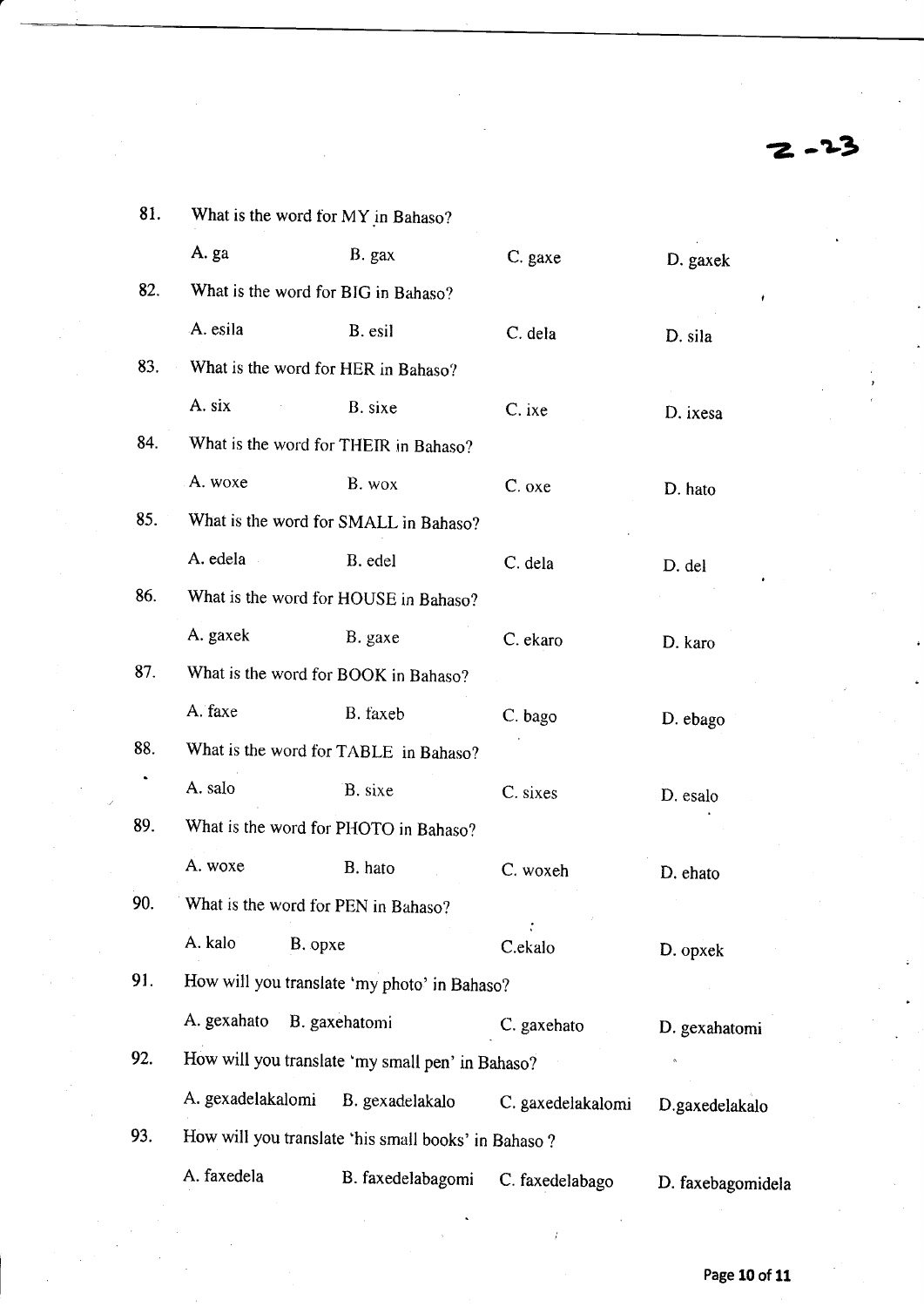2-23

81. What is the word for MY in Bahaso?

    A. ga B. gax C. gaxe D. gaxek

82. What is the word for BIG in Bahaso?

    A. esila B. esil C. dela D. sila

83. What is the word for HER in Bahaso?

    A. six B. sixe C. ixe D. ixesa

84. What is the word for THEIR in Bahaso?

    A. woxe B. wox C. oxe D. hato

85. What is the word for SMALL in Bahaso?

    A. edela B. edel C. dela D. del

86. What is the word for HOUSE in Bahaso?

    A. gaxek B. gaxe C. ekaro D. karo

87. What is the word for BOOK in Bahaso?

    A. faxe B. faxeb C. bago D. ebago

88. What is the word for TABLE in Bahaso?

    A. salo B. sixe C. sixes D. esalo

89. What is the word for PHOTO in Bahaso?

    A. woxe B. hato C. woxeh D. ehato

90. What is the word for PEN in Bahaso?

    A. kalo B. opxe C.ekalo D. opxek

91. How will you translate 'my photo' in Bahaso?

    A. gexahato B. gaxehatomi C. gaxehato D. gexahatomi

92. How will you translate 'my small pen' in Bahaso?

    A. gexadelakalomi B. gexadelakalo C. gaxedelakalomi D.gaxedelakalo

93. How will you translate 'his small books' in Bahaso ?

    A. faxedela B. faxedelabagomi C. faxedelabago D. faxebagomidela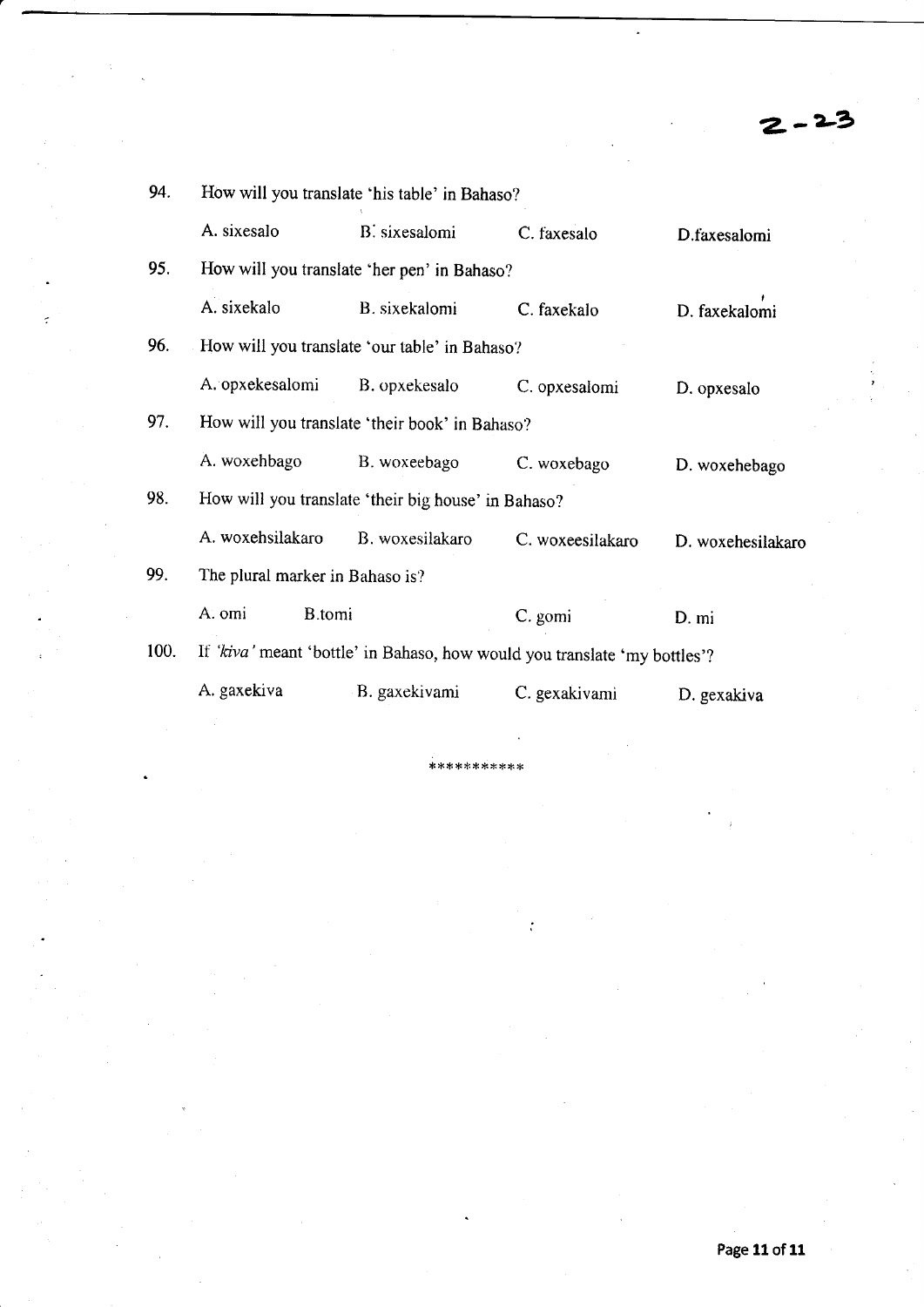94. How will you translate 'his table' in Bahaso?

A. sixesalo B. sixesalomi C. faxesalo D. faxesalomi

95. How will you translate 'her pen' in Bahaso?

A. sixekalo B. sixekalomi C. faxekalo D. faxekalomi

96. How will you translate 'our table' in Bahaso?

A. opxekesalomi B. opxekesalo C. opxesalomi D. opxesalo

97. How will you translate 'their book' in Bahaso?

A. woxehbago B. woxeebago C. woxebago D. woxehebago

98. How will you translate 'their big house' in Bahaso?

A. woxehsilakaro B. woxesilakaro C. woxeesilakaro D. woxehesilakaro

99. The plural marker in Bahaso is?

A. omi B. tomi C. gomi D. mi

100. If *'kiva'* meant 'bottle' in Bahaso, how would you translate 'my bottles'?

A. gaxekiva B. gaxekivami C. gexakivami D. gexakiva

***********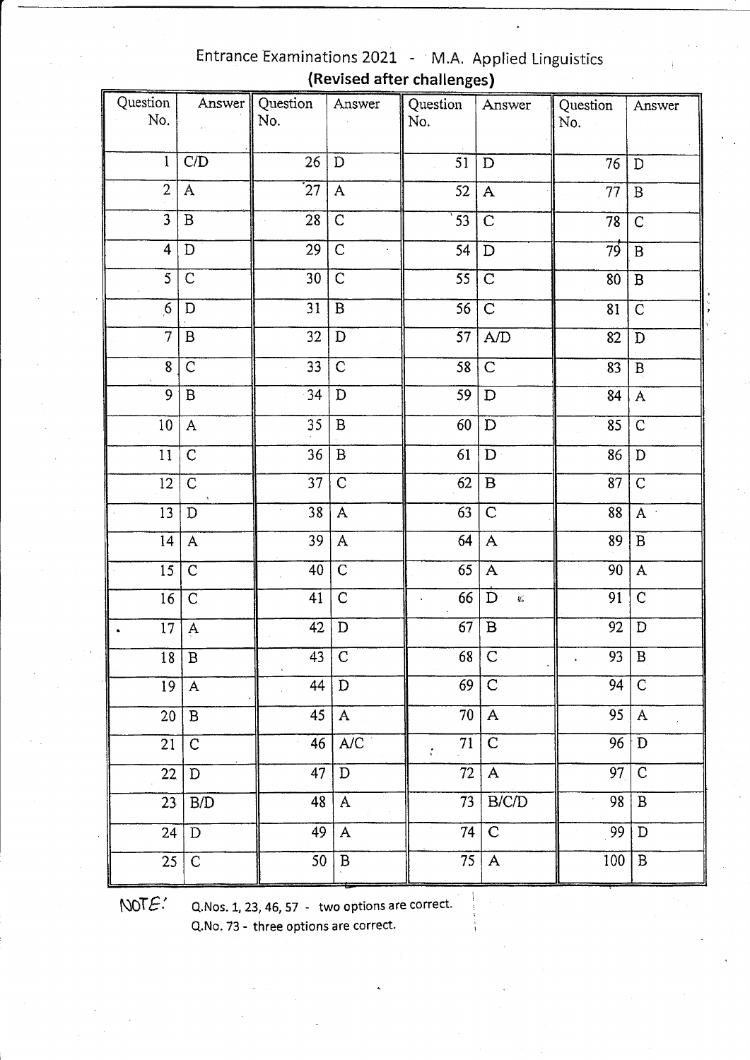# Entrance Examinations 2021 - M.A. Applied Linguistics

## (Revised after challenges)

| Question No. | Answer | Question No. | Answer | Question No. | Answer | Question No. | Answer |
|---|---|---|---|---|---|---|---|
| 1 | C/D | 26 | D | 51 | D | 76 | D |
| 2 | A | 27 | A | 52 | A | 77 | B |
| 3 | B | 28 | C | 53 | C | 78 | C |
| 4 | D | 29 | C | 54 | D | 79 | B |
| 5 | C | 30 | C | 55 | C | 80 | B |
| 6 | D | 31 | B | 56 | C | 81 | C |
| 7 | B | 32 | D | 57 | A/D | 82 | D |
| 8 | C | 33 | C | 58 | C | 83 | B |
| 9 | B | 34 | D | 59 | D | 84 | A |
| 10 | A | 35 | B | 60 | D | 85 | C |
| 11 | C | 36 | B | 61 | D | 86 | D |
| 12 | C | 37 | C | 62 | B | 87 | C |
| 13 | D | 38 | A | 63 | C | 88 | A |
| 14 | A | 39 | A | 64 | A | 89 | B |
| 15 | C | 40 | C | 65 | A | 90 | A |
| 16 | C | 41 | C | 66 | D | 91 | C |
| 17 | A | 42 | D | 67 | B | 92 | D |
| 18 | B | 43 | C | 68 | C | 93 | B |
| 19 | A | 44 | D | 69 | C | 94 | C |
| 20 | B | 45 | A | 70 | A | 95 | A |
| 21 | C | 46 | A/C | 71 | C | 96 | D |
| 22 | D | 47 | D | 72 | A | 97 | C |
| 23 | B/D | 48 | A | 73 | B/C/D | 98 | B |
| 24 | D | 49 | A | 74 | C | 99 | D |
| 25 | C | 50 | B | 75 | A | 100 | B |

NOTE: Q.Nos. 1, 23, 46, 57 - two options are correct.
Q.No. 73 - three options are correct.